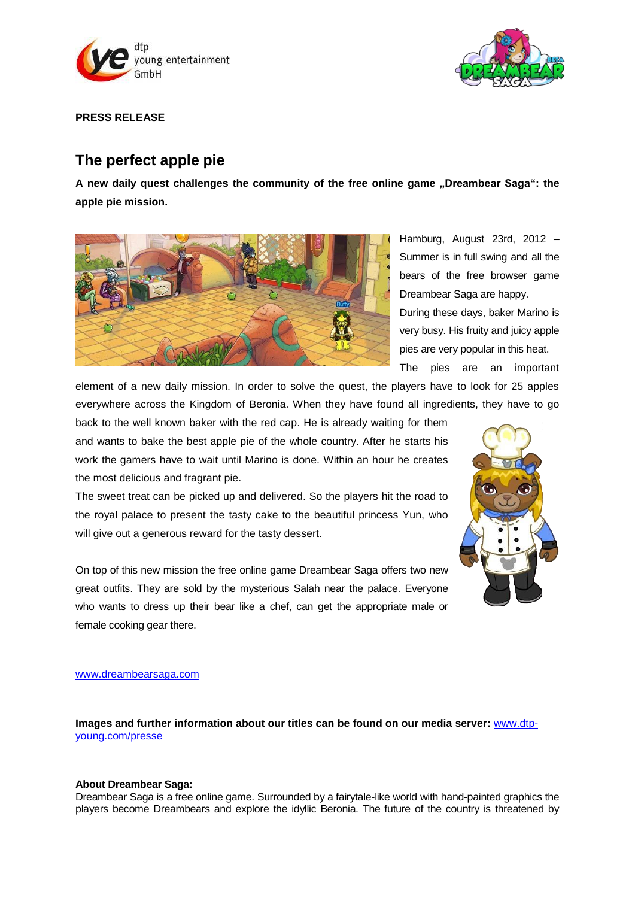**PRESS RELEASE**

# The perfect apple pie

**A new daily quest challenges the community of the free online game „Dreambear Saga“: the apple pie mission.**

Hamburg, August 23rd, 2012 – Summer is in full swing and all the bears of the free browser game Dreambear Saga are happy. During these days, baker Marino is very busy. His fruity and juicy apple pies are very popular in this heat. The pies are an important element of a new daily mission. In order to solve the quest, the players have to look for 25 apples everywhere across the Kingdom of Beronia. When they have found all ingredients, they have to go back to the well known baker with the red cap. He is already waiting for them and wants to bake the best apple pie of the whole country. After he starts his work the gamers have to wait until Marino is done. Within an hour he creates the most delicious and fragrant pie.

The sweet treat can be picked up and delivered. So the players hit the road to the royal palace to present the tasty cake to the beautiful princess Yun, who will give out a generous reward for the tasty dessert.

On top of this new mission the free online game Dreambear Saga offers two new great outfits. They are sold by the mysterious Salah near the palace. Everyone who wants to dress up their bear like a chef, can get the appropriate male or female cooking gear there.

www.dreambearsaga.com

**Images and further information about our titles can be found on our media server:** www.dtp-young.com/presse

**About Dreambear Saga:**

Dreambear Saga is a free online game. Surrounded by a fairytale-like world with hand-painted graphics the players become Dreambears and explore the idyllic Beronia. The future of the country is threatened by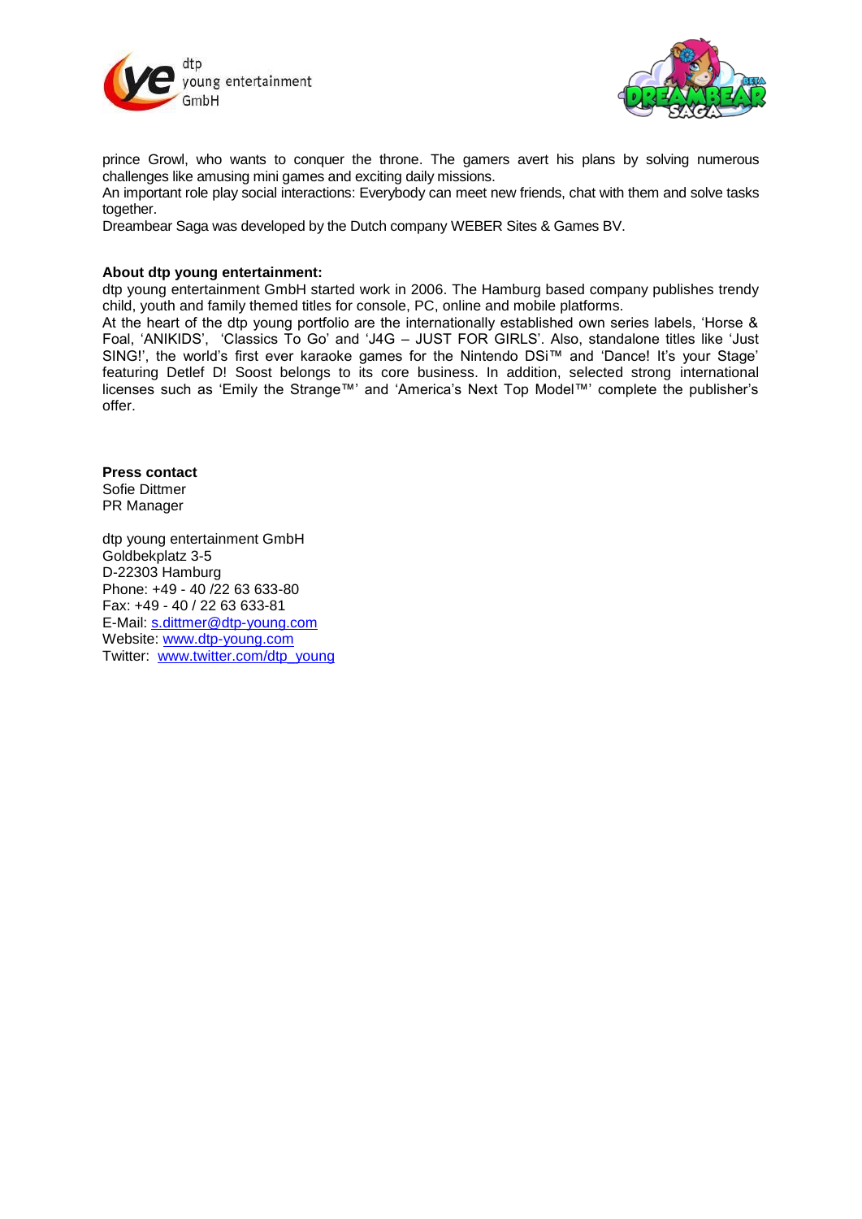prince Growl, who wants to conquer the throne. The gamers avert his plans by solving numerous challenges like amusing mini games and exciting daily missions.
An important role play social interactions: Everybody can meet new friends, chat with them and solve tasks together.
Dreambear Saga was developed by the Dutch company WEBER Sites & Games BV.

**About dtp young entertainment:**
dtp young entertainment GmbH started work in 2006. The Hamburg based company publishes trendy child, youth and family themed titles for console, PC, online and mobile platforms.
At the heart of the dtp young portfolio are the internationally established own series labels, 'Horse & Foal, 'ANIKIDS', 'Classics To Go' and 'J4G – JUST FOR GIRLS'. Also, standalone titles like 'Just SING!', the world's first ever karaoke games for the Nintendo DSi™ and 'Dance! It's your Stage' featuring Detlef D! Soost belongs to its core business. In addition, selected strong international licenses such as 'Emily the Strange™' and 'America's Next Top Model™' complete the publisher's offer.

**Press contact**
Sofie Dittmer
PR Manager

dtp young entertainment GmbH
Goldbekplatz 3-5
D-22303 Hamburg
Phone: +49 - 40 /22 63 633-80
Fax: +49 - 40 / 22 63 633-81
E-Mail: s.dittmer@dtp-young.com
Website: www.dtp-young.com
Twitter: www.twitter.com/dtp_young